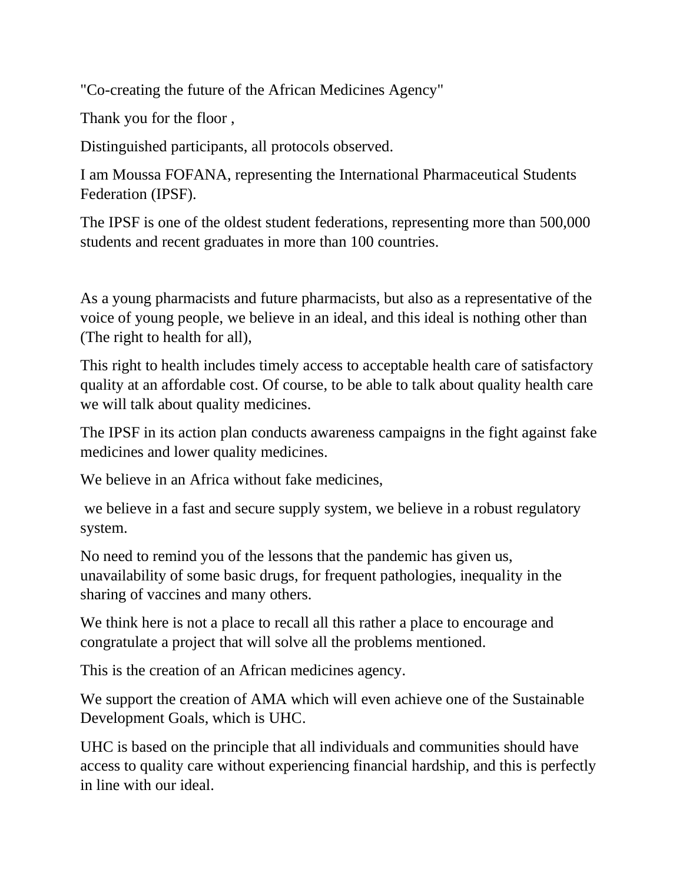"Co-creating the future of the African Medicines Agency"

Thank you for the floor ,

Distinguished participants, all protocols observed.

I am Moussa FOFANA, representing the International Pharmaceutical Students Federation (IPSF).

The IPSF is one of the oldest student federations, representing more than 500,000 students and recent graduates in more than 100 countries.

As a young pharmacists and future pharmacists, but also as a representative of the voice of young people, we believe in an ideal, and this ideal is nothing other than (The right to health for all),

This right to health includes timely access to acceptable health care of satisfactory quality at an affordable cost. Of course, to be able to talk about quality health care we will talk about quality medicines.

The IPSF in its action plan conducts awareness campaigns in the fight against fake medicines and lower quality medicines.

We believe in an Africa without fake medicines,

we believe in a fast and secure supply system, we believe in a robust regulatory system.

No need to remind you of the lessons that the pandemic has given us, unavailability of some basic drugs, for frequent pathologies, inequality in the sharing of vaccines and many others.

We think here is not a place to recall all this rather a place to encourage and congratulate a project that will solve all the problems mentioned.

This is the creation of an African medicines agency.

We support the creation of AMA which will even achieve one of the Sustainable Development Goals, which is UHC.

UHC is based on the principle that all individuals and communities should have access to quality care without experiencing financial hardship, and this is perfectly in line with our ideal.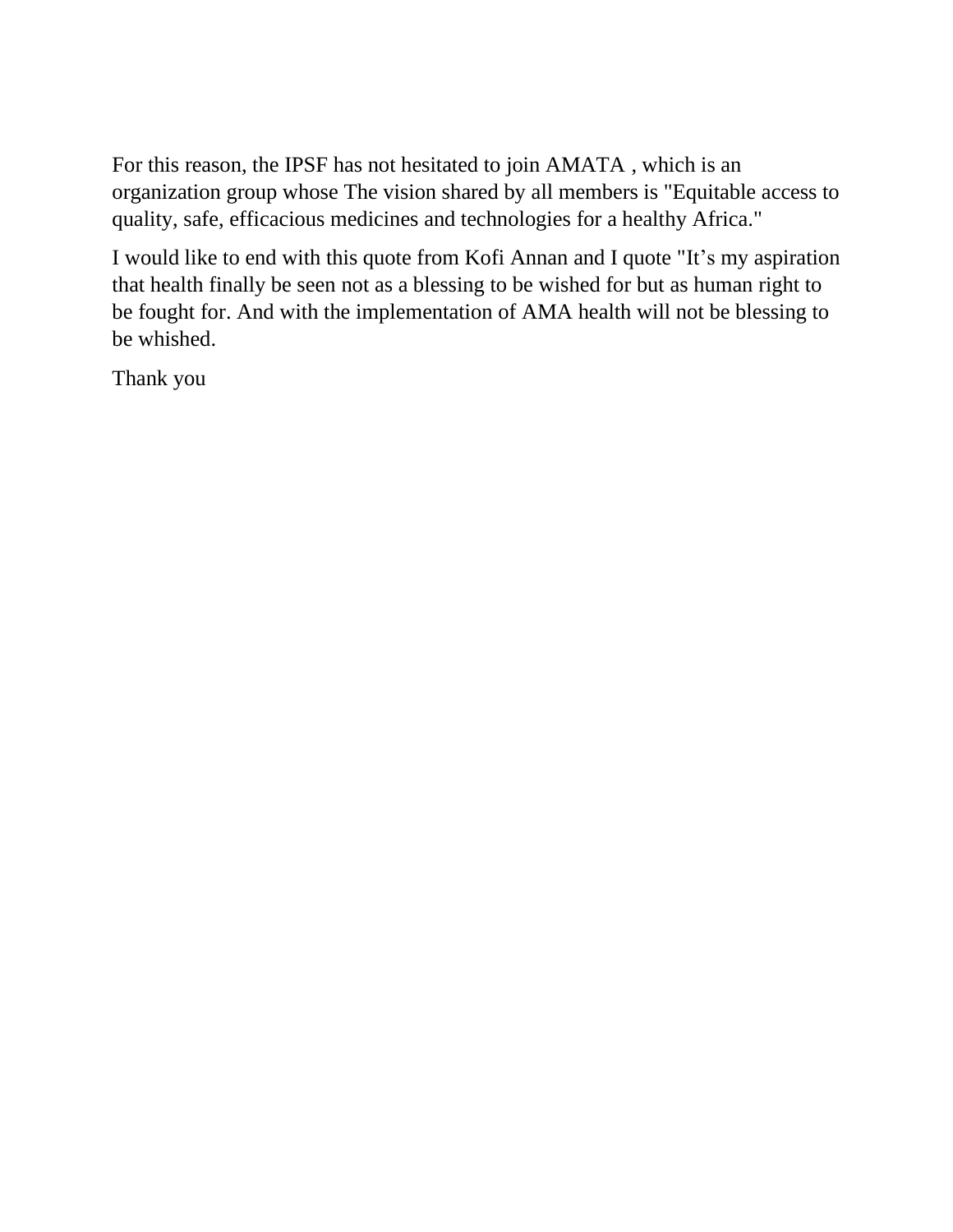For this reason, the IPSF has not hesitated to join AMATA , which is an organization group whose The vision shared by all members is "Equitable access to quality, safe, efficacious medicines and technologies for a healthy Africa."

I would like to end with this quote from Kofi Annan and I quote "It's my aspiration that health finally be seen not as a blessing to be wished for but as human right to be fought for. And with the implementation of AMA health will not be blessing to be whished.

Thank you